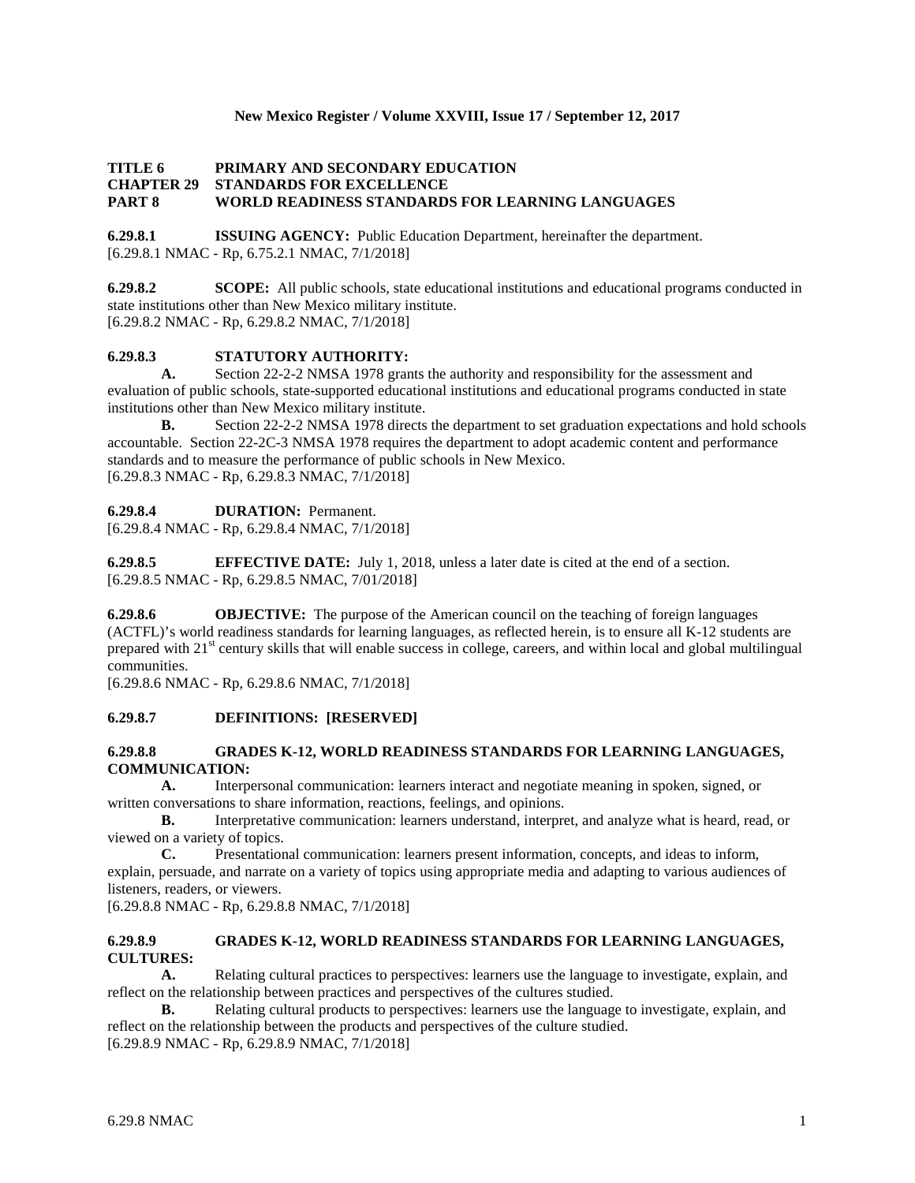**TITLE 6 PRIMARY AND SECONDARY EDUCATION**
**CHAPTER 29 STANDARDS FOR EXCELLENCE**
**PART 8 WORLD READINESS STANDARDS FOR LEARNING LANGUAGES**

**6.29.8.1 ISSUING AGENCY:** Public Education Department, hereinafter the department.
[6.29.8.1 NMAC - Rp, 6.75.2.1 NMAC, 7/1/2018]

**6.29.8.2 SCOPE:** All public schools, state educational institutions and educational programs conducted in state institutions other than New Mexico military institute.
[6.29.8.2 NMAC - Rp, 6.29.8.2 NMAC, 7/1/2018]

**6.29.8.3 STATUTORY AUTHORITY:**

**A.** Section 22-2-2 NMSA 1978 grants the authority and responsibility for the assessment and evaluation of public schools, state-supported educational institutions and educational programs conducted in state institutions other than New Mexico military institute.

**B.** Section 22-2-2 NMSA 1978 directs the department to set graduation expectations and hold schools accountable. Section 22-2C-3 NMSA 1978 requires the department to adopt academic content and performance standards and to measure the performance of public schools in New Mexico.
[6.29.8.3 NMAC - Rp, 6.29.8.3 NMAC, 7/1/2018]

**6.29.8.4 DURATION:** Permanent.
[6.29.8.4 NMAC - Rp, 6.29.8.4 NMAC, 7/1/2018]

**6.29.8.5 EFFECTIVE DATE:** July 1, 2018, unless a later date is cited at the end of a section.
[6.29.8.5 NMAC - Rp, 6.29.8.5 NMAC, 7/01/2018]

**6.29.8.6 OBJECTIVE:** The purpose of the American council on the teaching of foreign languages (ACTFL)'s world readiness standards for learning languages, as reflected herein, is to ensure all K-12 students are prepared with 21st century skills that will enable success in college, careers, and within local and global multilingual communities.
[6.29.8.6 NMAC - Rp, 6.29.8.6 NMAC, 7/1/2018]

**6.29.8.7 DEFINITIONS: [RESERVED]**

**6.29.8.8 GRADES K-12, WORLD READINESS STANDARDS FOR LEARNING LANGUAGES, COMMUNICATION:**

**A.** Interpersonal communication: learners interact and negotiate meaning in spoken, signed, or written conversations to share information, reactions, feelings, and opinions.

**B.** Interpretative communication: learners understand, interpret, and analyze what is heard, read, or viewed on a variety of topics.

**C.** Presentational communication: learners present information, concepts, and ideas to inform, explain, persuade, and narrate on a variety of topics using appropriate media and adapting to various audiences of listeners, readers, or viewers.
[6.29.8.8 NMAC - Rp, 6.29.8.8 NMAC, 7/1/2018]

**6.29.8.9 GRADES K-12, WORLD READINESS STANDARDS FOR LEARNING LANGUAGES, CULTURES:**

**A.** Relating cultural practices to perspectives: learners use the language to investigate, explain, and reflect on the relationship between practices and perspectives of the cultures studied.

**B.** Relating cultural products to perspectives: learners use the language to investigate, explain, and reflect on the relationship between the products and perspectives of the culture studied.
[6.29.8.9 NMAC - Rp, 6.29.8.9 NMAC, 7/1/2018]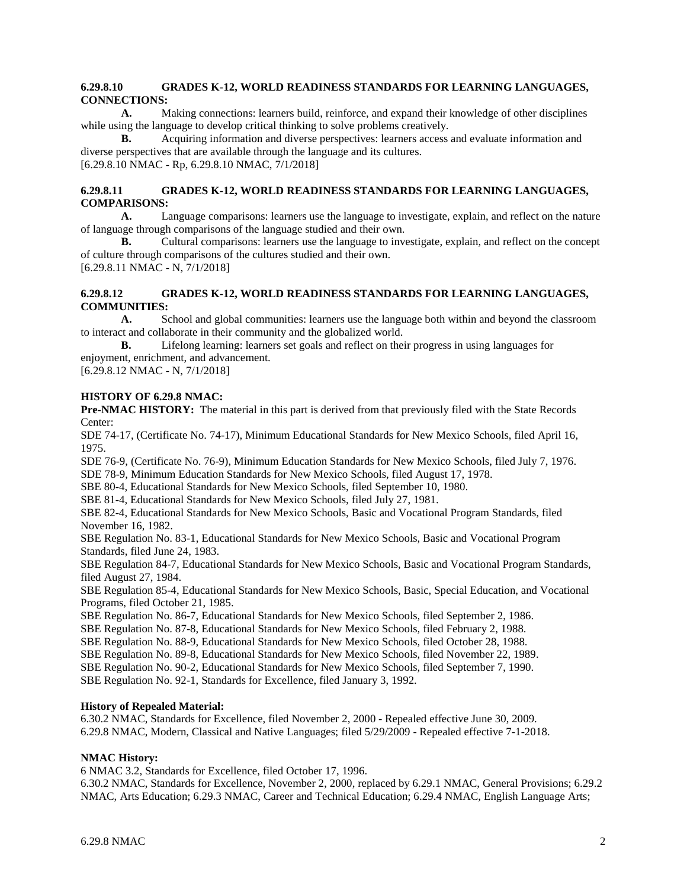**6.29.8.10 GRADES K-12, WORLD READINESS STANDARDS FOR LEARNING LANGUAGES, CONNECTIONS:**

**A.** Making connections: learners build, reinforce, and expand their knowledge of other disciplines while using the language to develop critical thinking to solve problems creatively.

**B.** Acquiring information and diverse perspectives: learners access and evaluate information and diverse perspectives that are available through the language and its cultures.

[6.29.8.10 NMAC - Rp, 6.29.8.10 NMAC, 7/1/2018]

**6.29.8.11 GRADES K-12, WORLD READINESS STANDARDS FOR LEARNING LANGUAGES, COMPARISONS:**

**A.** Language comparisons: learners use the language to investigate, explain, and reflect on the nature of language through comparisons of the language studied and their own.

**B.** Cultural comparisons: learners use the language to investigate, explain, and reflect on the concept of culture through comparisons of the cultures studied and their own.

[6.29.8.11 NMAC - N, 7/1/2018]

**6.29.8.12 GRADES K-12, WORLD READINESS STANDARDS FOR LEARNING LANGUAGES, COMMUNITIES:**

**A.** School and global communities: learners use the language both within and beyond the classroom to interact and collaborate in their community and the globalized world.

**B.** Lifelong learning: learners set goals and reflect on their progress in using languages for enjoyment, enrichment, and advancement.

[6.29.8.12 NMAC - N, 7/1/2018]

**HISTORY OF 6.29.8 NMAC:**

**Pre-NMAC HISTORY:** The material in this part is derived from that previously filed with the State Records Center:

SDE 74-17, (Certificate No. 74-17), Minimum Educational Standards for New Mexico Schools, filed April 16, 1975.

SDE 76-9, (Certificate No. 76-9), Minimum Education Standards for New Mexico Schools, filed July 7, 1976.

SDE 78-9, Minimum Education Standards for New Mexico Schools, filed August 17, 1978.

SBE 80-4, Educational Standards for New Mexico Schools, filed September 10, 1980.

SBE 81-4, Educational Standards for New Mexico Schools, filed July 27, 1981.

SBE 82-4, Educational Standards for New Mexico Schools, Basic and Vocational Program Standards, filed November 16, 1982.

SBE Regulation No. 83-1, Educational Standards for New Mexico Schools, Basic and Vocational Program Standards, filed June 24, 1983.

SBE Regulation 84-7, Educational Standards for New Mexico Schools, Basic and Vocational Program Standards, filed August 27, 1984.

SBE Regulation 85-4, Educational Standards for New Mexico Schools, Basic, Special Education, and Vocational Programs, filed October 21, 1985.

SBE Regulation No. 86-7, Educational Standards for New Mexico Schools, filed September 2, 1986.

SBE Regulation No. 87-8, Educational Standards for New Mexico Schools, filed February 2, 1988.

SBE Regulation No. 88-9, Educational Standards for New Mexico Schools, filed October 28, 1988.

SBE Regulation No. 89-8, Educational Standards for New Mexico Schools, filed November 22, 1989.

SBE Regulation No. 90-2, Educational Standards for New Mexico Schools, filed September 7, 1990.

SBE Regulation No. 92-1, Standards for Excellence, filed January 3, 1992.

**History of Repealed Material:**

6.30.2 NMAC, Standards for Excellence, filed November 2, 2000 - Repealed effective June 30, 2009.

6.29.8 NMAC, Modern, Classical and Native Languages; filed 5/29/2009 - Repealed effective 7-1-2018.

**NMAC History:**

6 NMAC 3.2, Standards for Excellence, filed October 17, 1996.

6.30.2 NMAC, Standards for Excellence, November 2, 2000, replaced by 6.29.1 NMAC, General Provisions; 6.29.2 NMAC, Arts Education; 6.29.3 NMAC, Career and Technical Education; 6.29.4 NMAC, English Language Arts;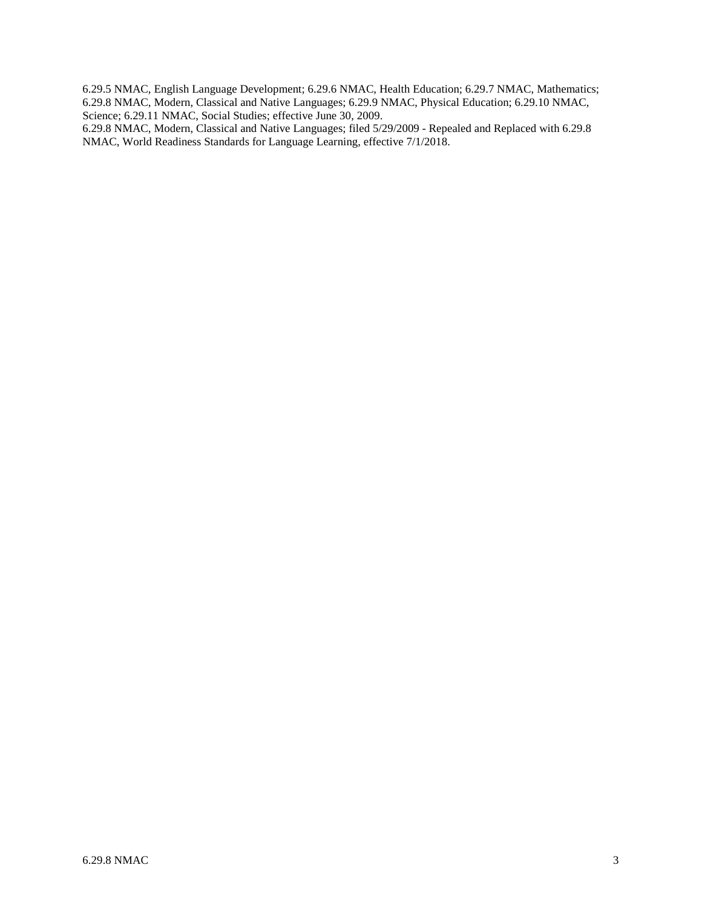6.29.5 NMAC, English Language Development; 6.29.6 NMAC, Health Education; 6.29.7 NMAC, Mathematics; 6.29.8 NMAC, Modern, Classical and Native Languages; 6.29.9 NMAC, Physical Education; 6.29.10 NMAC, Science; 6.29.11 NMAC, Social Studies; effective June 30, 2009.

6.29.8 NMAC, Modern, Classical and Native Languages; filed 5/29/2009 - Repealed and Replaced with 6.29.8 NMAC, World Readiness Standards for Language Learning, effective 7/1/2018.